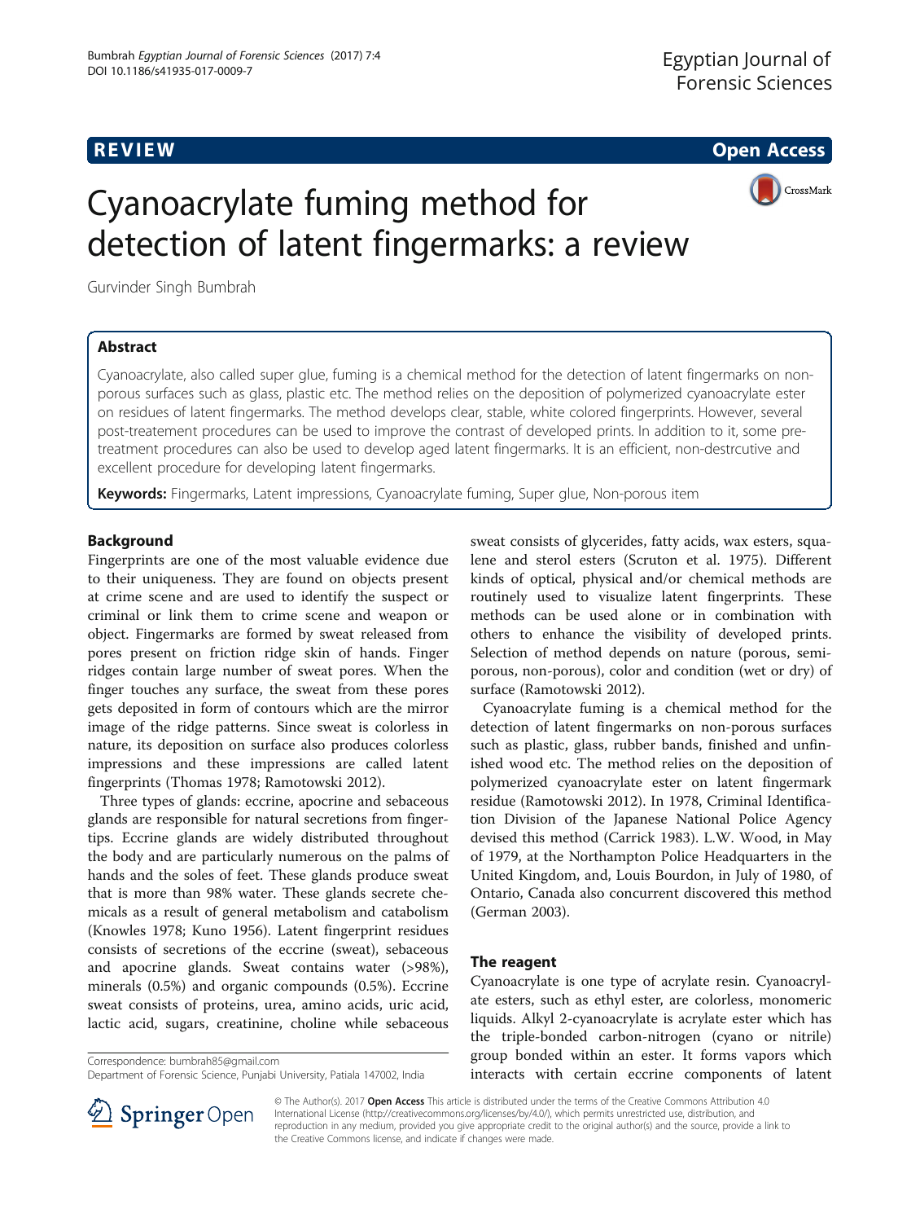# Cyanoacrylate fuming method for detection of latent fingermarks: a review

Gurvinder Singh Bumbrah

**REVIEW** **Open Access**

## Abstract

Cyanoacrylate, also called super glue, fuming is a chemical method for the detection of latent fingermarks on non-porous surfaces such as glass, plastic etc. The method relies on the deposition of polymerized cyanoacrylate ester on residues of latent fingermarks. The method develops clear, stable, white colored fingerprints. However, several post-treatement procedures can be used to improve the contrast of developed prints. In addition to it, some pre-treatment procedures can also be used to develop aged latent fingermarks. It is an efficient, non-destrcutive and excellent procedure for developing latent fingermarks.

**Keywords:** Fingermarks, Latent impressions, Cyanoacrylate fuming, Super glue, Non-porous item

## Background

Fingerprints are one of the most valuable evidence due to their uniqueness. They are found on objects present at crime scene and are used to identify the suspect or criminal or link them to crime scene and weapon or object. Fingermarks are formed by sweat released from pores present on friction ridge skin of hands. Finger ridges contain large number of sweat pores. When the finger touches any surface, the sweat from these pores gets deposited in form of contours which are the mirror image of the ridge patterns. Since sweat is colorless in nature, its deposition on surface also produces colorless impressions and these impressions are called latent fingerprints (Thomas 1978; Ramotowski 2012).

Three types of glands: eccrine, apocrine and sebaceous glands are responsible for natural secretions from fingertips. Eccrine glands are widely distributed throughout the body and are particularly numerous on the palms of hands and the soles of feet. These glands produce sweat that is more than 98% water. These glands secrete chemicals as a result of general metabolism and catabolism (Knowles 1978; Kuno 1956). Latent fingerprint residues consists of secretions of the eccrine (sweat), sebaceous and apocrine glands. Sweat contains water (>98%), minerals (0.5%) and organic compounds (0.5%). Eccrine sweat consists of proteins, urea, amino acids, uric acid, lactic acid, sugars, creatinine, choline while sebaceous sweat consists of glycerides, fatty acids, wax esters, squalene and sterol esters (Scruton et al. 1975). Different kinds of optical, physical and/or chemical methods are routinely used to visualize latent fingerprints. These methods can be used alone or in combination with others to enhance the visibility of developed prints. Selection of method depends on nature (porous, semi-porous, non-porous), color and condition (wet or dry) of surface (Ramotowski 2012).

Cyanoacrylate fuming is a chemical method for the detection of latent fingermarks on non-porous surfaces such as plastic, glass, rubber bands, finished and unfinished wood etc. The method relies on the deposition of polymerized cyanoacrylate ester on latent fingermark residue (Ramotowski 2012). In 1978, Criminal Identification Division of the Japanese National Police Agency devised this method (Carrick 1983). L.W. Wood, in May of 1979, at the Northampton Police Headquarters in the United Kingdom, and, Louis Bourdon, in July of 1980, of Ontario, Canada also concurrent discovered this method (German 2003).

## The reagent

Cyanoacrylate is one type of acrylate resin. Cyanoacrylate esters, such as ethyl ester, are colorless, monomeric liquids. Alkyl 2-cyanoacrylate is acrylate ester which has the triple-bonded carbon-nitrogen (cyano or nitrile) group bonded within an ester. It forms vapors which interacts with certain eccrine components of latent

Correspondence: bumbrah85@gmail.com
Department of Forensic Science, Punjabi University, Patiala 147002, India

© The Author(s). 2017 **Open Access** This article is distributed under the terms of the Creative Commons Attribution 4.0 International License (http://creativecommons.org/licenses/by/4.0/), which permits unrestricted use, distribution, and reproduction in any medium, provided you give appropriate credit to the original author(s) and the source, provide a link to the Creative Commons license, and indicate if changes were made.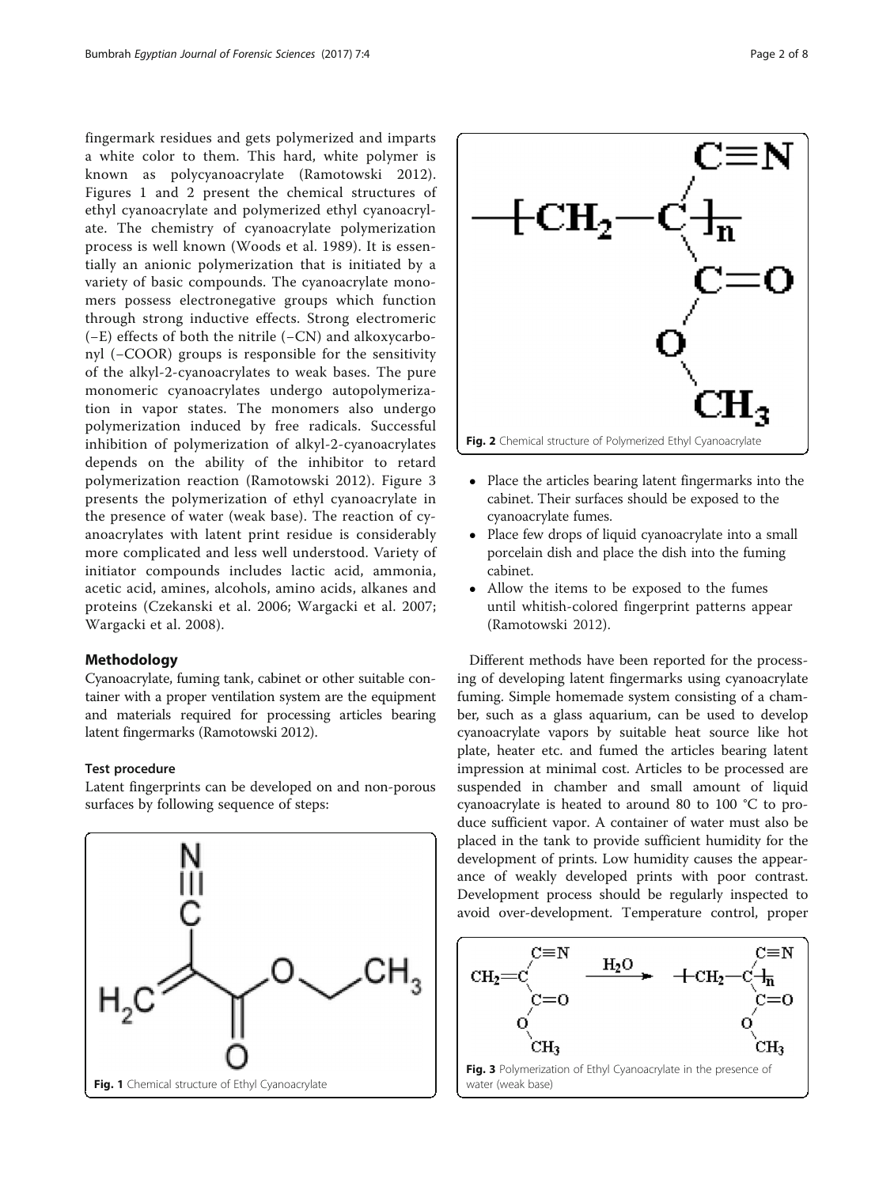fingermark residues and gets polymerized and imparts a white color to them. This hard, white polymer is known as polycyanoacrylate (Ramotowski 2012). Figures 1 and 2 present the chemical structures of ethyl cyanoacrylate and polymerized ethyl cyanoacrylate. The chemistry of cyanoacrylate polymerization process is well known (Woods et al. 1989). It is essentially an anionic polymerization that is initiated by a variety of basic compounds. The cyanoacrylate monomers possess electronegative groups which function through strong inductive effects. Strong electromeric (−E) effects of both the nitrile (−CN) and alkoxycarbonyl (−COOR) groups is responsible for the sensitivity of the alkyl-2-cyanoacrylates to weak bases. The pure monomeric cyanoacrylates undergo autopolymerization in vapor states. The monomers also undergo polymerization induced by free radicals. Successful inhibition of polymerization of alkyl-2-cyanoacrylates depends on the ability of the inhibitor to retard polymerization reaction (Ramotowski 2012). Figure 3 presents the polymerization of ethyl cyanoacrylate in the presence of water (weak base). The reaction of cyanoacrylates with latent print residue is considerably more complicated and less well understood. Variety of initiator compounds includes lactic acid, ammonia, acetic acid, amines, alcohols, amino acids, alkanes and proteins (Czekanski et al. 2006; Wargacki et al. 2007; Wargacki et al. 2008).

## Methodology

Cyanoacrylate, fuming tank, cabinet or other suitable container with a proper ventilation system are the equipment and materials required for processing articles bearing latent fingermarks (Ramotowski 2012).

### Test procedure

Latent fingerprints can be developed on and non-porous surfaces by following sequence of steps:

Fig. 1 Chemical structure of Ethyl Cyanoacrylate

Fig. 2 Chemical structure of Polymerized Ethyl Cyanoacrylate

- Place the articles bearing latent fingermarks into the cabinet. Their surfaces should be exposed to the cyanoacrylate fumes.
- Place few drops of liquid cyanoacrylate into a small porcelain dish and place the dish into the fuming cabinet.
- Allow the items to be exposed to the fumes until whitish-colored fingerprint patterns appear (Ramotowski 2012).

Different methods have been reported for the processing of developing latent fingermarks using cyanoacrylate fuming. Simple homemade system consisting of a chamber, such as a glass aquarium, can be used to develop cyanoacrylate vapors by suitable heat source like hot plate, heater etc. and fumed the articles bearing latent impression at minimal cost. Articles to be processed are suspended in chamber and small amount of liquid cyanoacrylate is heated to around 80 to 100 °C to produce sufficient vapor. A container of water must also be placed in the tank to provide sufficient humidity for the development of prints. Low humidity causes the appearance of weakly developed prints with poor contrast. Development process should be regularly inspected to avoid over-development. Temperature control, proper

Fig. 3 Polymerization of Ethyl Cyanoacrylate in the presence of water (weak base)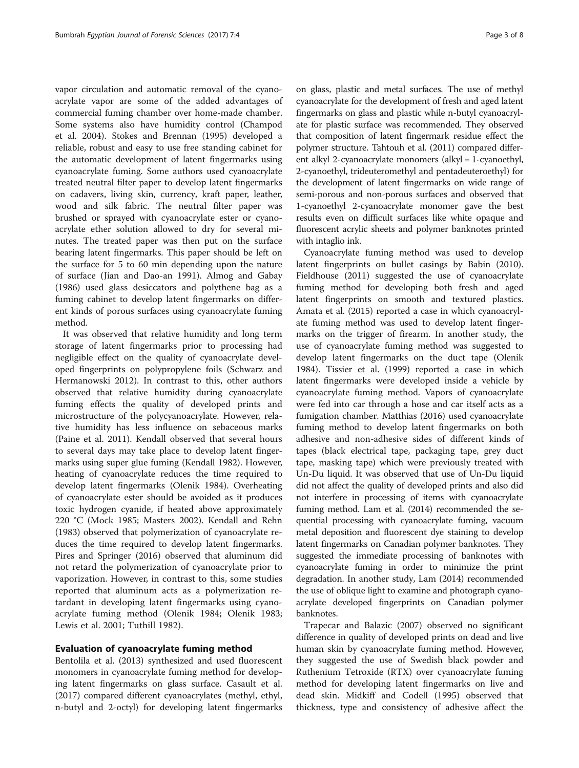vapor circulation and automatic removal of the cyanoacrylate vapor are some of the added advantages of commercial fuming chamber over home-made chamber. Some systems also have humidity control (Champod et al. 2004). Stokes and Brennan (1995) developed a reliable, robust and easy to use free standing cabinet for the automatic development of latent fingermarks using cyanoacrylate fuming. Some authors used cyanoacrylate treated neutral filter paper to develop latent fingermarks on cadavers, living skin, currency, kraft paper, leather, wood and silk fabric. The neutral filter paper was brushed or sprayed with cyanoacrylate ester or cyanoacrylate ether solution allowed to dry for several minutes. The treated paper was then put on the surface bearing latent fingermarks. This paper should be left on the surface for 5 to 60 min depending upon the nature of surface (Jian and Dao-an 1991). Almog and Gabay (1986) used glass desiccators and polythene bag as a fuming cabinet to develop latent fingermarks on different kinds of porous surfaces using cyanoacrylate fuming method.

It was observed that relative humidity and long term storage of latent fingermarks prior to processing had negligible effect on the quality of cyanoacrylate developed fingerprints on polypropylene foils (Schwarz and Hermanowski 2012). In contrast to this, other authors observed that relative humidity during cyanoacrylate fuming effects the quality of developed prints and microstructure of the polycyanoacrylate. However, relative humidity has less influence on sebaceous marks (Paine et al. 2011). Kendall observed that several hours to several days may take place to develop latent fingermarks using super glue fuming (Kendall 1982). However, heating of cyanoacrylate reduces the time required to develop latent fingermarks (Olenik 1984). Overheating of cyanoacrylate ester should be avoided as it produces toxic hydrogen cyanide, if heated above approximately 220 °C (Mock 1985; Masters 2002). Kendall and Rehn (1983) observed that polymerization of cyanoacrylate reduces the time required to develop latent fingermarks. Pires and Springer (2016) observed that aluminum did not retard the polymerization of cyanoacrylate prior to vaporization. However, in contrast to this, some studies reported that aluminum acts as a polymerization retardant in developing latent fingermarks using cyanoacrylate fuming method (Olenik 1984; Olenik 1983; Lewis et al. 2001; Tuthill 1982).

## Evaluation of cyanoacrylate fuming method

Bentolila et al. (2013) synthesized and used fluorescent monomers in cyanoacrylate fuming method for developing latent fingermarks on glass surface. Casault et al. (2017) compared different cyanoacrylates (methyl, ethyl, n-butyl and 2-octyl) for developing latent fingermarks on glass, plastic and metal surfaces. The use of methyl cyanoacrylate for the development of fresh and aged latent fingermarks on glass and plastic while n-butyl cyanoacrylate for plastic surface was recommended. They observed that composition of latent fingermark residue effect the polymer structure. Tahtouh et al. (2011) compared different alkyl 2-cyanoacrylate monomers (alkyl = 1-cyanoethyl, 2-cyanoethyl, trideuteromethyl and pentadeuteroethyl) for the development of latent fingermarks on wide range of semi-porous and non-porous surfaces and observed that 1-cyanoethyl 2-cyanoacrylate monomer gave the best results even on difficult surfaces like white opaque and fluorescent acrylic sheets and polymer banknotes printed with intaglio ink.

Cyanoacrylate fuming method was used to develop latent fingerprints on bullet casings by Babin (2010). Fieldhouse (2011) suggested the use of cyanoacrylate fuming method for developing both fresh and aged latent fingerprints on smooth and textured plastics. Amata et al. (2015) reported a case in which cyanoacrylate fuming method was used to develop latent fingermarks on the trigger of firearm. In another study, the use of cyanoacrylate fuming method was suggested to develop latent fingermarks on the duct tape (Olenik 1984). Tissier et al. (1999) reported a case in which latent fingermarks were developed inside a vehicle by cyanoacrylate fuming method. Vapors of cyanoacrylate were fed into car through a hose and car itself acts as a fumigation chamber. Matthias (2016) used cyanoacrylate fuming method to develop latent fingermarks on both adhesive and non-adhesive sides of different kinds of tapes (black electrical tape, packaging tape, grey duct tape, masking tape) which were previously treated with Un-Du liquid. It was observed that use of Un-Du liquid did not affect the quality of developed prints and also did not interfere in processing of items with cyanoacrylate fuming method. Lam et al. (2014) recommended the sequential processing with cyanoacrylate fuming, vacuum metal deposition and fluorescent dye staining to develop latent fingermarks on Canadian polymer banknotes. They suggested the immediate processing of banknotes with cyanoacrylate fuming in order to minimize the print degradation. In another study, Lam (2014) recommended the use of oblique light to examine and photograph cyanoacrylate developed fingerprints on Canadian polymer banknotes.

Trapecar and Balazic (2007) observed no significant difference in quality of developed prints on dead and live human skin by cyanoacrylate fuming method. However, they suggested the use of Swedish black powder and Ruthenium Tetroxide (RTX) over cyanoacrylate fuming method for developing latent fingermarks on live and dead skin. Midkiff and Codell (1995) observed that thickness, type and consistency of adhesive affect the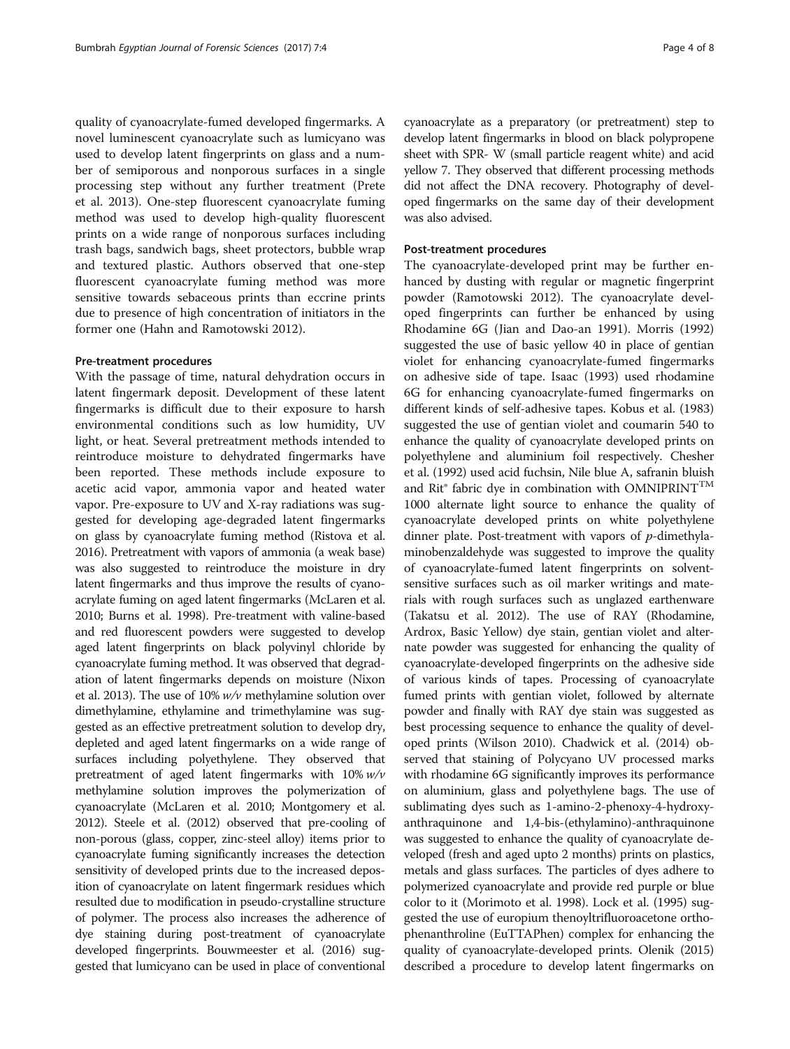quality of cyanoacrylate-fumed developed fingermarks. A novel luminescent cyanoacrylate such as lumicyano was used to develop latent fingerprints on glass and a number of semiporous and nonporous surfaces in a single processing step without any further treatment (Prete et al. 2013). One-step fluorescent cyanoacrylate fuming method was used to develop high-quality fluorescent prints on a wide range of nonporous surfaces including trash bags, sandwich bags, sheet protectors, bubble wrap and textured plastic. Authors observed that one-step fluorescent cyanoacrylate fuming method was more sensitive towards sebaceous prints than eccrine prints due to presence of high concentration of initiators in the former one (Hahn and Ramotowski 2012).

## Pre-treatment procedures

With the passage of time, natural dehydration occurs in latent fingermark deposit. Development of these latent fingermarks is difficult due to their exposure to harsh environmental conditions such as low humidity, UV light, or heat. Several pretreatment methods intended to reintroduce moisture to dehydrated fingermarks have been reported. These methods include exposure to acetic acid vapor, ammonia vapor and heated water vapor. Pre-exposure to UV and X-ray radiations was suggested for developing age-degraded latent fingermarks on glass by cyanoacrylate fuming method (Ristova et al. 2016). Pretreatment with vapors of ammonia (a weak base) was also suggested to reintroduce the moisture in dry latent fingermarks and thus improve the results of cyanoacrylate fuming on aged latent fingermarks (McLaren et al. 2010; Burns et al. 1998). Pre-treatment with valine-based and red fluorescent powders were suggested to develop aged latent fingerprints on black polyvinyl chloride by cyanoacrylate fuming method. It was observed that degradation of latent fingermarks depends on moisture (Nixon et al. 2013). The use of 10% *w/v* methylamine solution over dimethylamine, ethylamine and trimethylamine was suggested as an effective pretreatment solution to develop dry, depleted and aged latent fingermarks on a wide range of surfaces including polyethylene. They observed that pretreatment of aged latent fingermarks with 10% *w/v* methylamine solution improves the polymerization of cyanoacrylate (McLaren et al. 2010; Montgomery et al. 2012). Steele et al. (2012) observed that pre-cooling of non-porous (glass, copper, zinc-steel alloy) items prior to cyanoacrylate fuming significantly increases the detection sensitivity of developed prints due to the increased deposition of cyanoacrylate on latent fingermark residues which resulted due to modification in pseudo-crystalline structure of polymer. The process also increases the adherence of dye staining during post-treatment of cyanoacrylate developed fingerprints. Bouwmeester et al. (2016) suggested that lumicyano can be used in place of conventional cyanoacrylate as a preparatory (or pretreatment) step to develop latent fingermarks in blood on black polypropene sheet with SPR- W (small particle reagent white) and acid yellow 7. They observed that different processing methods did not affect the DNA recovery. Photography of developed fingermarks on the same day of their development was also advised.

## Post-treatment procedures

The cyanoacrylate-developed print may be further enhanced by dusting with regular or magnetic fingerprint powder (Ramotowski 2012). The cyanoacrylate developed fingerprints can further be enhanced by using Rhodamine 6G (Jian and Dao-an 1991). Morris (1992) suggested the use of basic yellow 40 in place of gentian violet for enhancing cyanoacrylate-fumed fingermarks on adhesive side of tape. Isaac (1993) used rhodamine 6G for enhancing cyanoacrylate-fumed fingermarks on different kinds of self-adhesive tapes. Kobus et al. (1983) suggested the use of gentian violet and coumarin 540 to enhance the quality of cyanoacrylate developed prints on polyethylene and aluminium foil respectively. Chesher et al. (1992) used acid fuchsin, Nile blue A, safranin bluish and Rit® fabric dye in combination with OMNIPRINT™ 1000 alternate light source to enhance the quality of cyanoacrylate developed prints on white polyethylene dinner plate. Post-treatment with vapors of *p*-dimethylaminobenzaldehyde was suggested to improve the quality of cyanoacrylate-fumed latent fingerprints on solvent-sensitive surfaces such as oil marker writings and materials with rough surfaces such as unglazed earthenware (Takatsu et al. 2012). The use of RAY (Rhodamine, Ardrox, Basic Yellow) dye stain, gentian violet and alternate powder was suggested for enhancing the quality of cyanoacrylate-developed fingerprints on the adhesive side of various kinds of tapes. Processing of cyanoacrylate fumed prints with gentian violet, followed by alternate powder and finally with RAY dye stain was suggested as best processing sequence to enhance the quality of developed prints (Wilson 2010). Chadwick et al. (2014) observed that staining of Polycyano UV processed marks with rhodamine 6G significantly improves its performance on aluminium, glass and polyethylene bags. The use of sublimating dyes such as 1-amino-2-phenoxy-4-hydroxyanthraquinone and 1,4-bis-(ethylamino)-anthraquinone was suggested to enhance the quality of cyanoacrylate developed (fresh and aged upto 2 months) prints on plastics, metals and glass surfaces. The particles of dyes adhere to polymerized cyanoacrylate and provide red purple or blue color to it (Morimoto et al. 1998). Lock et al. (1995) suggested the use of europium thenoyltrifluoroacetone orthophenanthroline (EuTTAPhen) complex for enhancing the quality of cyanoacrylate-developed prints. Olenik (2015) described a procedure to develop latent fingermarks on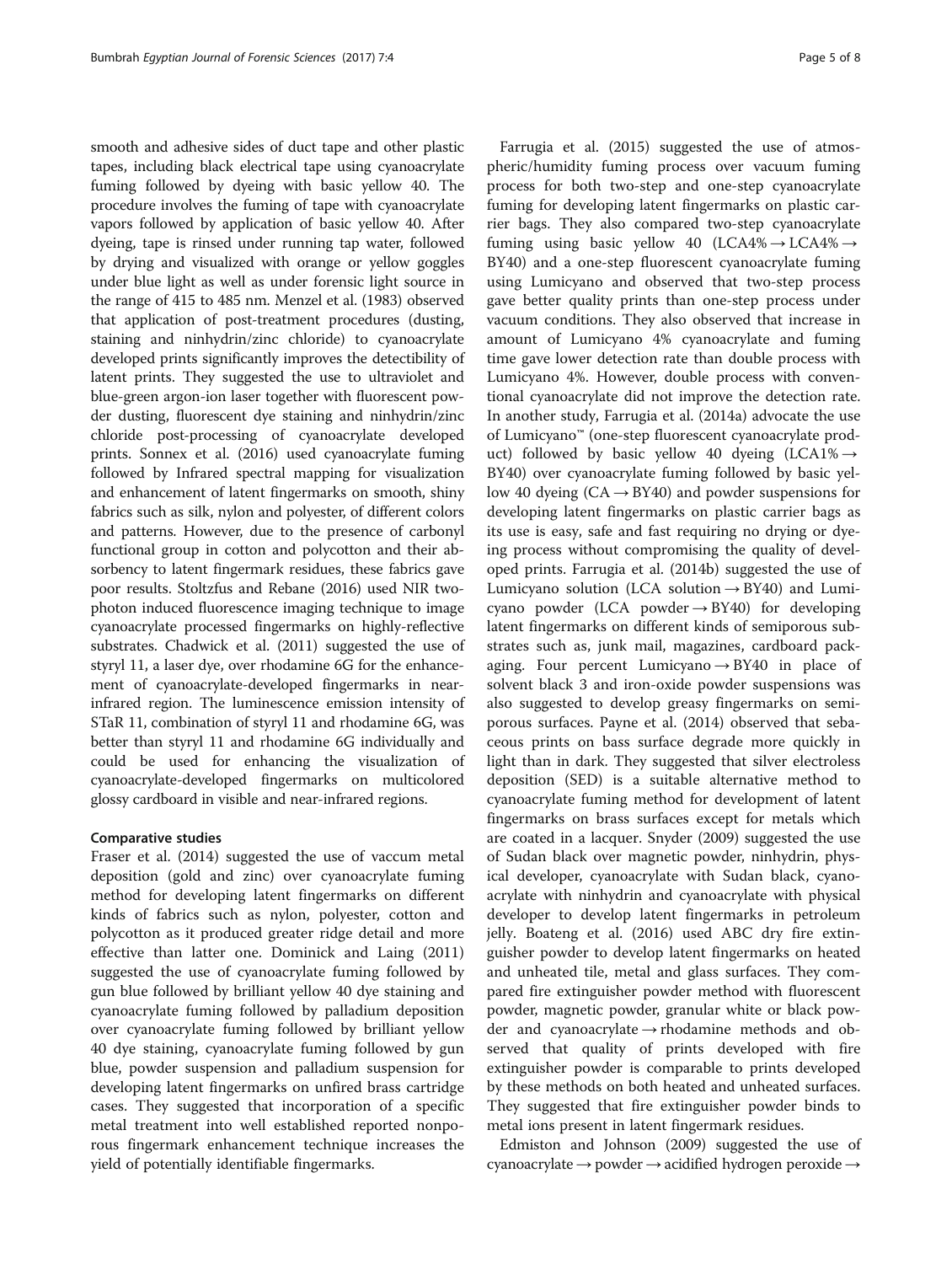smooth and adhesive sides of duct tape and other plastic tapes, including black electrical tape using cyanoacrylate fuming followed by dyeing with basic yellow 40. The procedure involves the fuming of tape with cyanoacrylate vapors followed by application of basic yellow 40. After dyeing, tape is rinsed under running tap water, followed by drying and visualized with orange or yellow goggles under blue light as well as under forensic light source in the range of 415 to 485 nm. Menzel et al. (1983) observed that application of post-treatment procedures (dusting, staining and ninhydrin/zinc chloride) to cyanoacrylate developed prints significantly improves the detectibility of latent prints. They suggested the use to ultraviolet and blue-green argon-ion laser together with fluorescent powder dusting, fluorescent dye staining and ninhydrin/zinc chloride post-processing of cyanoacrylate developed prints. Sonnex et al. (2016) used cyanoacrylate fuming followed by Infrared spectral mapping for visualization and enhancement of latent fingermarks on smooth, shiny fabrics such as silk, nylon and polyester, of different colors and patterns. However, due to the presence of carbonyl functional group in cotton and polycotton and their absorbency to latent fingermark residues, these fabrics gave poor results. Stoltzfus and Rebane (2016) used NIR two-photon induced fluorescence imaging technique to image cyanoacrylate processed fingermarks on highly-reflective substrates. Chadwick et al. (2011) suggested the use of styryl 11, a laser dye, over rhodamine 6G for the enhancement of cyanoacrylate-developed fingermarks in near-infrared region. The luminescence emission intensity of STaR 11, combination of styryl 11 and rhodamine 6G, was better than styryl 11 and rhodamine 6G individually and could be used for enhancing the visualization of cyanoacrylate-developed fingermarks on multicolored glossy cardboard in visible and near-infrared regions.

#### Comparative studies

Fraser et al. (2014) suggested the use of vaccum metal deposition (gold and zinc) over cyanoacrylate fuming method for developing latent fingermarks on different kinds of fabrics such as nylon, polyester, cotton and polycotton as it produced greater ridge detail and more effective than latter one. Dominick and Laing (2011) suggested the use of cyanoacrylate fuming followed by gun blue followed by brilliant yellow 40 dye staining and cyanoacrylate fuming followed by palladium deposition over cyanoacrylate fuming followed by brilliant yellow 40 dye staining, cyanoacrylate fuming followed by gun blue, powder suspension and palladium suspension for developing latent fingermarks on unfired brass cartridge cases. They suggested that incorporation of a specific metal treatment into well established reported nonporous fingermark enhancement technique increases the yield of potentially identifiable fingermarks.

Farrugia et al. (2015) suggested the use of atmospheric/humidity fuming process over vacuum fuming process for both two-step and one-step cyanoacrylate fuming for developing latent fingermarks on plastic carrier bags. They also compared two-step cyanoacrylate fuming using basic yellow 40 (LCA4% → LCA4% → BY40) and a one-step fluorescent cyanoacrylate fuming using Lumicyano and observed that two-step process gave better quality prints than one-step process under vacuum conditions. They also observed that increase in amount of Lumicyano 4% cyanoacrylate and fuming time gave lower detection rate than double process with Lumicyano 4%. However, double process with conventional cyanoacrylate did not improve the detection rate. In another study, Farrugia et al. (2014a) advocate the use of Lumicyano™ (one-step fluorescent cyanoacrylate product) followed by basic yellow 40 dyeing (LCA1% → BY40) over cyanoacrylate fuming followed by basic yellow 40 dyeing (CA → BY40) and powder suspensions for developing latent fingermarks on plastic carrier bags as its use is easy, safe and fast requiring no drying or dyeing process without compromising the quality of developed prints. Farrugia et al. (2014b) suggested the use of Lumicyano solution (LCA solution → BY40) and Lumicyano powder (LCA powder → BY40) for developing latent fingermarks on different kinds of semiporous substrates such as, junk mail, magazines, cardboard packaging. Four percent Lumicyano → BY40 in place of solvent black 3 and iron-oxide powder suspensions was also suggested to develop greasy fingermarks on semiporous surfaces. Payne et al. (2014) observed that sebaceous prints on bass surface degrade more quickly in light than in dark. They suggested that silver electroless deposition (SED) is a suitable alternative method to cyanoacrylate fuming method for development of latent fingermarks on brass surfaces except for metals which are coated in a lacquer. Snyder (2009) suggested the use of Sudan black over magnetic powder, ninhydrin, physical developer, cyanoacrylate with Sudan black, cyanoacrylate with ninhydrin and cyanoacrylate with physical developer to develop latent fingermarks in petroleum jelly. Boateng et al. (2016) used ABC dry fire extinguisher powder to develop latent fingermarks on heated and unheated tile, metal and glass surfaces. They compared fire extinguisher powder method with fluorescent powder, magnetic powder, granular white or black powder and cyanoacrylate → rhodamine methods and observed that quality of prints developed with fire extinguisher powder is comparable to prints developed by these methods on both heated and unheated surfaces. They suggested that fire extinguisher powder binds to metal ions present in latent fingermark residues.

Edmiston and Johnson (2009) suggested the use of cyanoacrylate → powder → acidified hydrogen peroxide →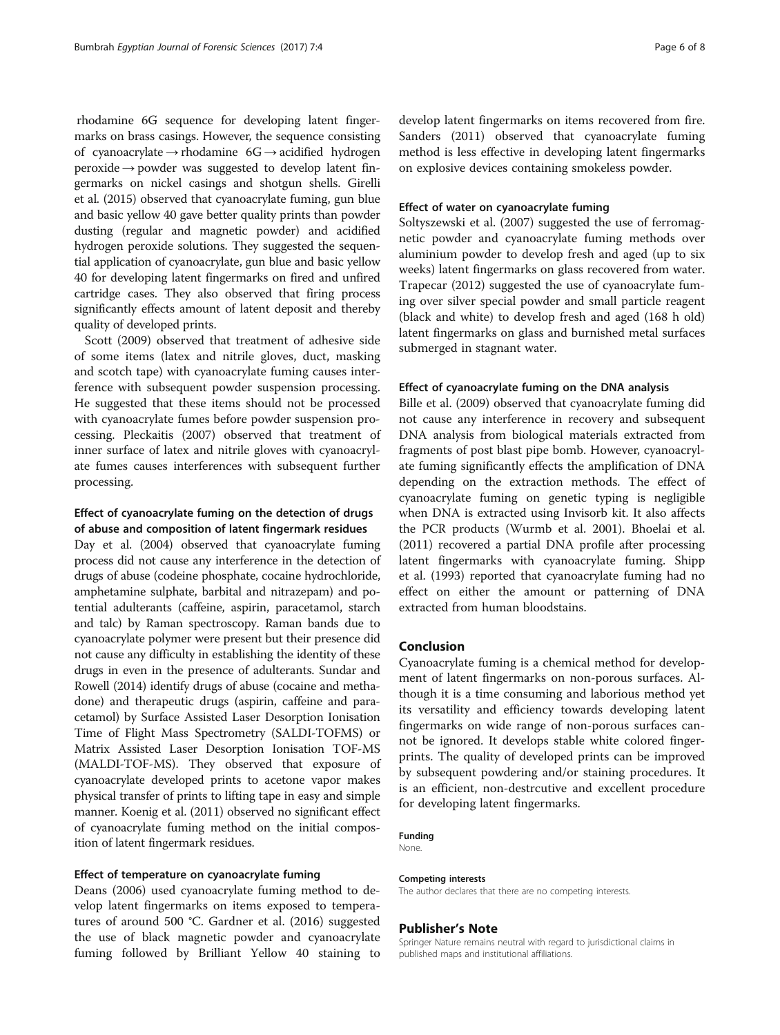rhodamine 6G sequence for developing latent fingermarks on brass casings. However, the sequence consisting of cyanoacrylate → rhodamine 6G → acidified hydrogen peroxide → powder was suggested to develop latent fingermarks on nickel casings and shotgun shells. Girelli et al. (2015) observed that cyanoacrylate fuming, gun blue and basic yellow 40 gave better quality prints than powder dusting (regular and magnetic powder) and acidified hydrogen peroxide solutions. They suggested the sequential application of cyanoacrylate, gun blue and basic yellow 40 for developing latent fingermarks on fired and unfired cartridge cases. They also observed that firing process significantly effects amount of latent deposit and thereby quality of developed prints.

Scott (2009) observed that treatment of adhesive side of some items (latex and nitrile gloves, duct, masking and scotch tape) with cyanoacrylate fuming causes interference with subsequent powder suspension processing. He suggested that these items should not be processed with cyanoacrylate fumes before powder suspension processing. Pleckaitis (2007) observed that treatment of inner surface of latex and nitrile gloves with cyanoacrylate fumes causes interferences with subsequent further processing.

### Effect of cyanoacrylate fuming on the detection of drugs of abuse and composition of latent fingermark residues

Day et al. (2004) observed that cyanoacrylate fuming process did not cause any interference in the detection of drugs of abuse (codeine phosphate, cocaine hydrochloride, amphetamine sulphate, barbital and nitrazepam) and potential adulterants (caffeine, aspirin, paracetamol, starch and talc) by Raman spectroscopy. Raman bands due to cyanoacrylate polymer were present but their presence did not cause any difficulty in establishing the identity of these drugs in even in the presence of adulterants. Sundar and Rowell (2014) identify drugs of abuse (cocaine and methadone) and therapeutic drugs (aspirin, caffeine and paracetamol) by Surface Assisted Laser Desorption Ionisation Time of Flight Mass Spectrometry (SALDI-TOFMS) or Matrix Assisted Laser Desorption Ionisation TOF-MS (MALDI-TOF-MS). They observed that exposure of cyanoacrylate developed prints to acetone vapor makes physical transfer of prints to lifting tape in easy and simple manner. Koenig et al. (2011) observed no significant effect of cyanoacrylate fuming method on the initial composition of latent fingermark residues.

### Effect of temperature on cyanoacrylate fuming

Deans (2006) used cyanoacrylate fuming method to develop latent fingermarks on items exposed to temperatures of around 500 °C. Gardner et al. (2016) suggested the use of black magnetic powder and cyanoacrylate fuming followed by Brilliant Yellow 40 staining to develop latent fingermarks on items recovered from fire. Sanders (2011) observed that cyanoacrylate fuming method is less effective in developing latent fingermarks on explosive devices containing smokeless powder.

### Effect of water on cyanoacrylate fuming

Soltyszewski et al. (2007) suggested the use of ferromagnetic powder and cyanoacrylate fuming methods over aluminium powder to develop fresh and aged (up to six weeks) latent fingermarks on glass recovered from water. Trapecar (2012) suggested the use of cyanoacrylate fuming over silver special powder and small particle reagent (black and white) to develop fresh and aged (168 h old) latent fingermarks on glass and burnished metal surfaces submerged in stagnant water.

### Effect of cyanoacrylate fuming on the DNA analysis

Bille et al. (2009) observed that cyanoacrylate fuming did not cause any interference in recovery and subsequent DNA analysis from biological materials extracted from fragments of post blast pipe bomb. However, cyanoacrylate fuming significantly effects the amplification of DNA depending on the extraction methods. The effect of cyanoacrylate fuming on genetic typing is negligible when DNA is extracted using Invisorb kit. It also affects the PCR products (Wurmb et al. 2001). Bhoelai et al. (2011) recovered a partial DNA profile after processing latent fingermarks with cyanoacrylate fuming. Shipp et al. (1993) reported that cyanoacrylate fuming had no effect on either the amount or patterning of DNA extracted from human bloodstains.

## Conclusion

Cyanoacrylate fuming is a chemical method for development of latent fingermarks on non-porous surfaces. Although it is a time consuming and laborious method yet its versatility and efficiency towards developing latent fingermarks on wide range of non-porous surfaces cannot be ignored. It develops stable white colored fingerprints. The quality of developed prints can be improved by subsequent powdering and/or staining procedures. It is an efficient, non-destrcutive and excellent procedure for developing latent fingermarks.

#### Funding

None.

#### Competing interests

The author declares that there are no competing interests.

## Publisher's Note

Springer Nature remains neutral with regard to jurisdictional claims in published maps and institutional affiliations.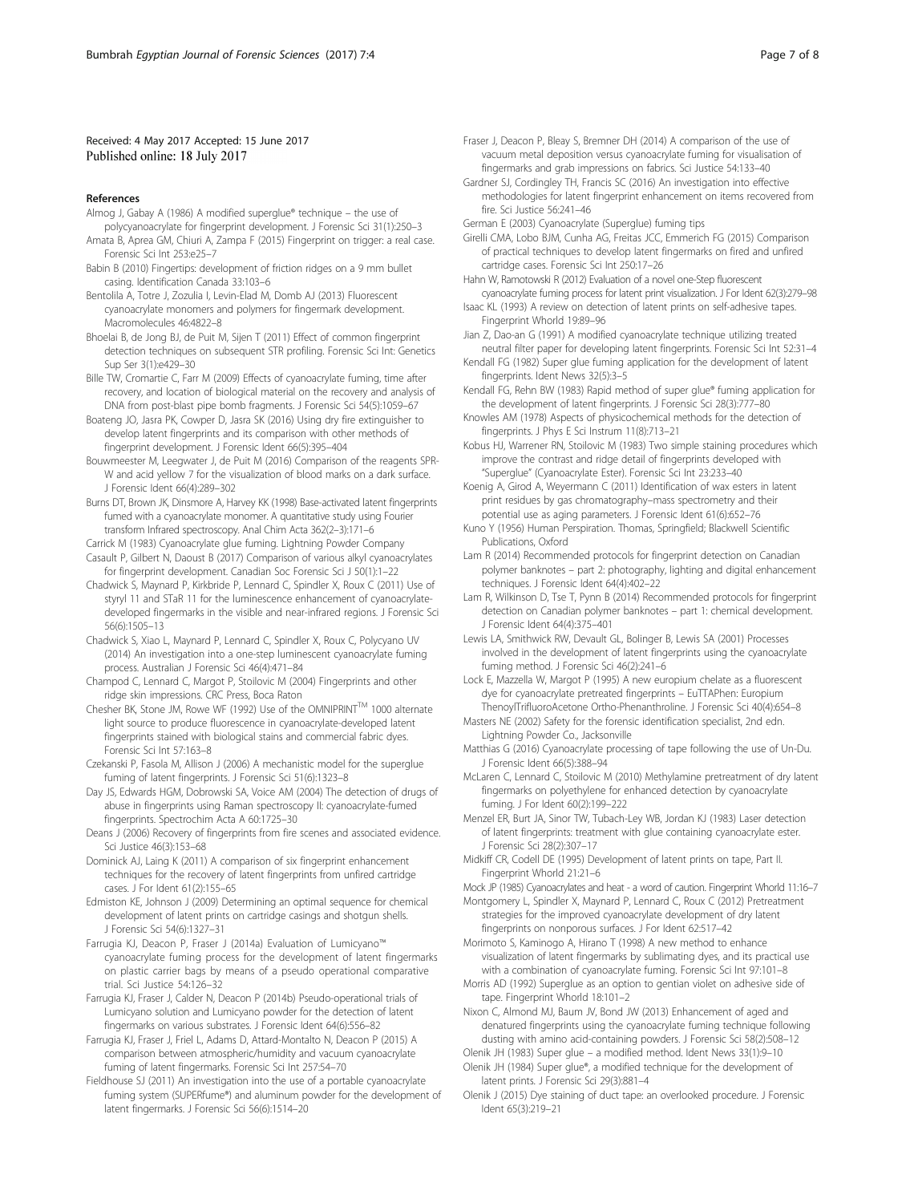Received: 4 May 2017 Accepted: 15 June 2017
Published online: 18 July 2017

## References

Almog J, Gabay A (1986) A modified superglue® technique – the use of polycyanoacrylate for fingerprint development. J Forensic Sci 31(1):250–3

Amata B, Aprea GM, Chiuri A, Zampa F (2015) Fingerprint on trigger: a real case. Forensic Sci Int 253:e25–7

Babin B (2010) Fingertips: development of friction ridges on a 9 mm bullet casing. Identification Canada 33:103–6

Bentolila A, Totre J, Zozulia I, Levin-Elad M, Domb AJ (2013) Fluorescent cyanoacrylate monomers and polymers for fingermark development. Macromolecules 46:4822–8

Bhoelai B, de Jong BJ, de Puit M, Sijen T (2011) Effect of common fingerprint detection techniques on subsequent STR profiling. Forensic Sci Int: Genetics Sup Ser 3(1):e429–30

Bille TW, Cromartie C, Farr M (2009) Effects of cyanoacrylate fuming, time after recovery, and location of biological material on the recovery and analysis of DNA from post-blast pipe bomb fragments. J Forensic Sci 54(5):1059–67

Boateng JO, Jasra PK, Cowper D, Jasra SK (2016) Using dry fire extinguisher to develop latent fingerprints and its comparison with other methods of fingerprint development. J Forensic Ident 66(5):395–404

Bouwmeester M, Leegwater J, de Puit M (2016) Comparison of the reagents SPR-W and acid yellow 7 for the visualization of blood marks on a dark surface. J Forensic Ident 66(4):289–302

Burns DT, Brown JK, Dinsmore A, Harvey KK (1998) Base-activated latent fingerprints fumed with a cyanoacrylate monomer. A quantitative study using Fourier transform Infrared spectroscopy. Anal Chim Acta 362(2–3):171–6

Carrick M (1983) Cyanoacrylate glue fuming. Lightning Powder Company

Casault P, Gilbert N, Daoust B (2017) Comparison of various alkyl cyanoacrylates for fingerprint development. Canadian Soc Forensic Sci J 50(1):1–22

Chadwick S, Maynard P, Kirkbride P, Lennard C, Spindler X, Roux C (2011) Use of styryl 11 and STaR 11 for the luminescence enhancement of cyanoacrylate-developed fingermarks in the visible and near-infrared regions. J Forensic Sci 56(6):1505–13

Chadwick S, Xiao L, Maynard P, Lennard C, Spindler X, Roux C, Polycyano UV (2014) An investigation into a one-step luminescent cyanoacrylate fuming process. Australian J Forensic Sci 46(4):471–84

Champod C, Lennard C, Margot P, Stoilovic M (2004) Fingerprints and other ridge skin impressions. CRC Press, Boca Raton

Chesher BK, Stone JM, Rowe WF (1992) Use of the OMNIPRINT$^{TM}$ 1000 alternate light source to produce fluorescence in cyanoacrylate-developed latent fingerprints stained with biological stains and commercial fabric dyes. Forensic Sci Int 57:163–8

Czekanski P, Fasola M, Allison J (2006) A mechanistic model for the superglue fuming of latent fingerprints. J Forensic Sci 51(6):1323–8

Day JS, Edwards HGM, Dobrowski SA, Voice AM (2004) The detection of drugs of abuse in fingerprints using Raman spectroscopy II: cyanoacrylate-fumed fingerprints. Spectrochim Acta A 60:1725–30

Deans J (2006) Recovery of fingerprints from fire scenes and associated evidence. Sci Justice 46(3):153–68

Dominick AJ, Laing K (2011) A comparison of six fingerprint enhancement techniques for the recovery of latent fingerprints from unfired cartridge cases. J For Ident 61(2):155–65

Edmiston KE, Johnson J (2009) Determining an optimal sequence for chemical development of latent prints on cartridge casings and shotgun shells. J Forensic Sci 54(6):1327–31

Farrugia KJ, Deacon P, Fraser J (2014a) Evaluation of Lumicyano™ cyanoacrylate fuming process for the development of latent fingermarks on plastic carrier bags by means of a pseudo operational comparative trial. Sci Justice 54:126–32

Farrugia KJ, Fraser J, Calder N, Deacon P (2014b) Pseudo-operational trials of Lumicyano solution and Lumicyano powder for the detection of latent fingermarks on various substrates. J Forensic Ident 64(6):556–82

Farrugia KJ, Fraser J, Friel L, Adams D, Attard-Montalto N, Deacon P (2015) A comparison between atmospheric/humidity and vacuum cyanoacrylate fuming of latent fingermarks. Forensic Sci Int 257:54–70

Fieldhouse SJ (2011) An investigation into the use of a portable cyanoacrylate fuming system (SUPERfume®) and aluminum powder for the development of latent fingermarks. J Forensic Sci 56(6):1514–20

Fraser J, Deacon P, Bleay S, Bremner DH (2014) A comparison of the use of vacuum metal deposition versus cyanoacrylate fuming for visualisation of fingermarks and grab impressions on fabrics. Sci Justice 54:133–40

Gardner SJ, Cordingley TH, Francis SC (2016) An investigation into effective methodologies for latent fingerprint enhancement on items recovered from fire. Sci Justice 56:241–46

German E (2003) Cyanoacrylate (Superglue) fuming tips

Girelli CMA, Lobo BJM, Cunha AG, Freitas JCC, Emmerich FG (2015) Comparison of practical techniques to develop latent fingermarks on fired and unfired cartridge cases. Forensic Sci Int 250:17–26

Hahn W, Ramotowski R (2012) Evaluation of a novel one-Step fluorescent cyanoacrylate fuming process for latent print visualization. J For Ident 62(3):279–98

Isaac KL (1993) A review on detection of latent prints on self-adhesive tapes. Fingerprint Whorld 19:89–96

Jian Z, Dao-an G (1991) A modified cyanoacrylate technique utilizing treated neutral filter paper for developing latent fingerprints. Forensic Sci Int 52:31–4

Kendall FG (1982) Super glue fuming application for the development of latent fingerprints. Ident News 32(5):3–5

Kendall FG, Rehn BW (1983) Rapid method of super glue® fuming application for the development of latent fingerprints. J Forensic Sci 28(3):777–80

Knowles AM (1978) Aspects of physicochemical methods for the detection of fingerprints. J Phys E Sci Instrum 11(8):713–21

Kobus HJ, Warrener RN, Stoilovic M (1983) Two simple staining procedures which improve the contrast and ridge detail of fingerprints developed with "Superglue" (Cyanoacrylate Ester). Forensic Sci Int 23:233–40

Koenig A, Girod A, Weyermann C (2011) Identification of wax esters in latent print residues by gas chromatography–mass spectrometry and their potential use as aging parameters. J Forensic Ident 61(6):652–76

Kuno Y (1956) Human Perspiration. Thomas, Springfield; Blackwell Scientific Publications, Oxford

Lam R (2014) Recommended protocols for fingerprint detection on Canadian polymer banknotes – part 2: photography, lighting and digital enhancement techniques. J Forensic Ident 64(4):402–22

Lam R, Wilkinson D, Tse T, Pynn B (2014) Recommended protocols for fingerprint detection on Canadian polymer banknotes – part 1: chemical development. J Forensic Ident 64(4):375–401

Lewis LA, Smithwick RW, Devault GL, Bolinger B, Lewis SA (2001) Processes involved in the development of latent fingerprints using the cyanoacrylate fuming method. J Forensic Sci 46(2):241–6

Lock E, Mazzella W, Margot P (1995) A new europium chelate as a fluorescent dye for cyanoacrylate pretreated fingerprints – EuTTAPhen: Europium ThenoylTrifluoroAcetone Ortho-Phenanthroline. J Forensic Sci 40(4):654–8

Masters NE (2002) Safety for the forensic identification specialist, 2nd edn. Lightning Powder Co., Jacksonville

Matthias G (2016) Cyanoacrylate processing of tape following the use of Un-Du. J Forensic Ident 66(5):388–94

McLaren C, Lennard C, Stoilovic M (2010) Methylamine pretreatment of dry latent fingermarks on polyethylene for enhanced detection by cyanoacrylate fuming. J For Ident 60(2):199–222

Menzel ER, Burt JA, Sinor TW, Tubach-Ley WB, Jordan KJ (1983) Laser detection of latent fingerprints: treatment with glue containing cyanoacrylate ester. J Forensic Sci 28(2):307–17

Midkiff CR, Codell DE (1995) Development of latent prints on tape, Part II. Fingerprint Whorld 21:21–6

Mock JP (1985) Cyanoacrylates and heat - a word of caution. Fingerprint Whorld 11:16–7

Montgomery L, Spindler X, Maynard P, Lennard C, Roux C (2012) Pretreatment strategies for the improved cyanoacrylate development of dry latent fingerprints on nonporous surfaces. J For Ident 62:517–42

Morimoto S, Kaminogo A, Hirano T (1998) A new method to enhance visualization of latent fingermarks by sublimating dyes, and its practical use with a combination of cyanoacrylate fuming. Forensic Sci Int 97:101–8

Morris AD (1992) Superglue as an option to gentian violet on adhesive side of tape. Fingerprint Whorld 18:101–2

Nixon C, Almond MJ, Baum JV, Bond JW (2013) Enhancement of aged and denatured fingerprints using the cyanoacrylate fuming technique following dusting with amino acid-containing powders. J Forensic Sci 58(2):508–12

Olenik JH (1983) Super glue – a modified method. Ident News 33(1):9–10

Olenik JH (1984) Super glue®, a modified technique for the development of latent prints. J Forensic Sci 29(3):881–4

Olenik J (2015) Dye staining of duct tape: an overlooked procedure. J Forensic Ident 65(3):219–21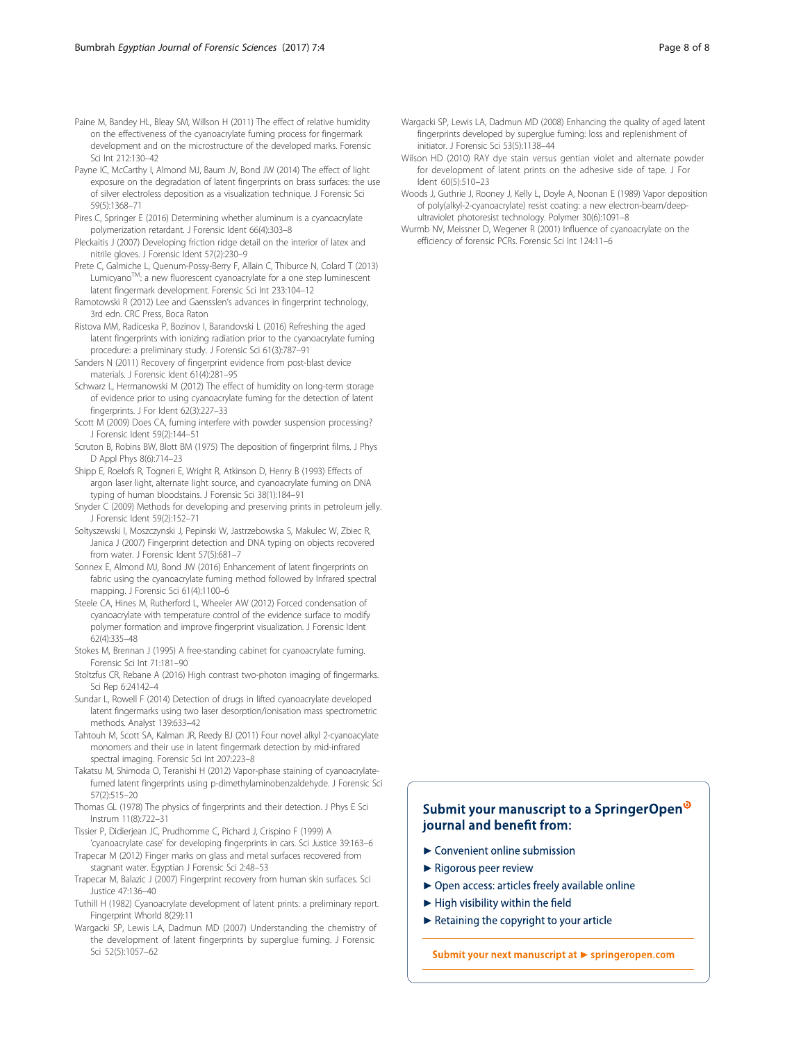Paine M, Bandey HL, Bleay SM, Willson H (2011) The effect of relative humidity on the effectiveness of the cyanoacrylate fuming process for fingermark development and on the microstructure of the developed marks. Forensic Sci Int 212:130–42

Payne IC, McCarthy I, Almond MJ, Baum JV, Bond JW (2014) The effect of light exposure on the degradation of latent fingerprints on brass surfaces: the use of silver electroless deposition as a visualization technique. J Forensic Sci 59(5):1368–71

Pires C, Springer E (2016) Determining whether aluminum is a cyanoacrylate polymerization retardant. J Forensic Ident 66(4):303–8

Pleckaitis J (2007) Developing friction ridge detail on the interior of latex and nitrile gloves. J Forensic Ident 57(2):230–9

Prete C, Galmiche L, Quenum-Possy-Berry F, Allain C, Thiburce N, Colard T (2013) Lumicyano[TM]: a new fluorescent cyanoacrylate for a one step luminescent latent fingermark development. Forensic Sci Int 233:104–12

Ramotowski R (2012) Lee and Gaensslen's advances in fingerprint technology, 3rd edn. CRC Press, Boca Raton

Ristova MM, Radiceska P, Bozinov I, Barandovski L (2016) Refreshing the aged latent fingerprints with ionizing radiation prior to the cyanoacrylate fuming procedure: a preliminary study. J Forensic Sci 61(3):787–91

Sanders N (2011) Recovery of fingerprint evidence from post-blast device materials. J Forensic Ident 61(4):281–95

Schwarz L, Hermanowski M (2012) The effect of humidity on long-term storage of evidence prior to using cyanoacrylate fuming for the detection of latent fingerprints. J For Ident 62(3):227–33

Scott M (2009) Does CA, fuming interfere with powder suspension processing? J Forensic Ident 59(2):144–51

Scruton B, Robins BW, Blott BM (1975) The deposition of fingerprint films. J Phys D Appl Phys 8(6):714–23

Shipp E, Roelofs R, Togneri E, Wright R, Atkinson D, Henry B (1993) Effects of argon laser light, alternate light source, and cyanoacrylate fuming on DNA typing of human bloodstains. J Forensic Sci 38(1):184–91

Snyder C (2009) Methods for developing and preserving prints in petroleum jelly. J Forensic Ident 59(2):152–71

Soltyszewski I, Moszczynski J, Pepinski W, Jastrzebowska S, Makulec W, Zbiec R, Janica J (2007) Fingerprint detection and DNA typing on objects recovered from water. J Forensic Ident 57(5):681–7

Sonnex E, Almond MJ, Bond JW (2016) Enhancement of latent fingerprints on fabric using the cyanoacrylate fuming method followed by Infrared spectral mapping. J Forensic Sci 61(4):1100–6

Steele CA, Hines M, Rutherford L, Wheeler AW (2012) Forced condensation of cyanoacrylate with temperature control of the evidence surface to modify polymer formation and improve fingerprint visualization. J Forensic Ident 62(4):335–48

Stokes M, Brennan J (1995) A free-standing cabinet for cyanoacrylate fuming. Forensic Sci Int 71:181–90

Stoltzfus CR, Rebane A (2016) High contrast two-photon imaging of fingermarks. Sci Rep 6:24142–4

Sundar L, Rowell F (2014) Detection of drugs in lifted cyanoacrylate developed latent fingermarks using two laser desorption/ionisation mass spectrometric methods. Analyst 139:633–42

Tahtouh M, Scott SA, Kalman JR, Reedy BJ (2011) Four novel alkyl 2-cyanoacylate monomers and their use in latent fingermark detection by mid-infrared spectral imaging. Forensic Sci Int 207:223–8

Takatsu M, Shimoda O, Teranishi H (2012) Vapor-phase staining of cyanoacrylate-fumed latent fingerprints using p-dimethylaminobenzaldehyde. J Forensic Sci 57(2):515–20

Thomas GL (1978) The physics of fingerprints and their detection. J Phys E Sci Instrum 11(8):722–31

Tissier P, Didierjean JC, Prudhomme C, Pichard J, Crispino F (1999) A 'cyanoacrylate case' for developing fingerprints in cars. Sci Justice 39:163–6

Trapecar M (2012) Finger marks on glass and metal surfaces recovered from stagnant water. Egyptian J Forensic Sci 2:48–53

Trapecar M, Balazic J (2007) Fingerprint recovery from human skin surfaces. Sci Justice 47:136–40

Tuthill H (1982) Cyanoacrylate development of latent prints: a preliminary report. Fingerprint Whorld 8(29):11

Wargacki SP, Lewis LA, Dadmun MD (2007) Understanding the chemistry of the development of latent fingerprints by superglue fuming. J Forensic Sci 52(5):1057–62

Wargacki SP, Lewis LA, Dadmun MD (2008) Enhancing the quality of aged latent fingerprints developed by superglue fuming: loss and replenishment of initiator. J Forensic Sci 53(5):1138–44

Wilson HD (2010) RAY dye stain versus gentian violet and alternate powder for development of latent prints on the adhesive side of tape. J For Ident 60(5):510–23

Woods J, Guthrie J, Rooney J, Kelly L, Doyle A, Noonan E (1989) Vapor deposition of poly(alkyl-2-cyanoacrylate) resist coating: a new electron-beam/deep-ultraviolet photoresist technology. Polymer 30(6):1091–8

Wurmb NV, Meissner D, Wegener R (2001) Influence of cyanoacrylate on the efficiency of forensic PCRs. Forensic Sci Int 124:11–6

**Submit your manuscript to a SpringerOpen journal and benefit from:**

- ► Convenient online submission
- ► Rigorous peer review
- ► Open access: articles freely available online
- ► High visibility within the field
- ► Retaining the copyright to your article

**Submit your next manuscript at ► springeropen.com**